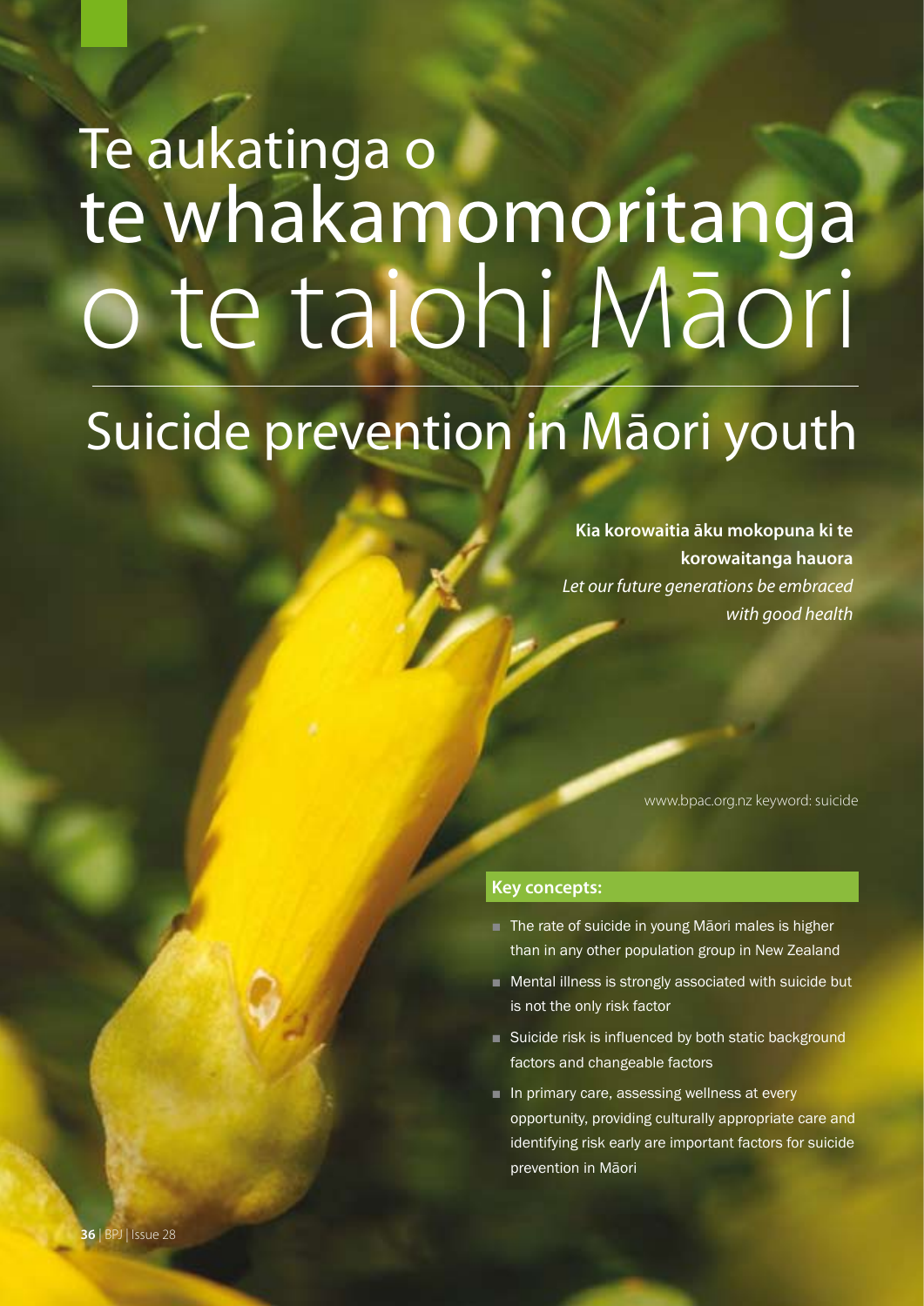# Te aukatinga o te whakamomoritanga o te taiohi Māori

# Suicide prevention in Māori youth

**Kia korowaitia āku mokopuna ki te korowaitanga hauora**
*Let our future generations be embraced with good health*

www.bpac.org.nz keyword: suicide

**Key concepts:**

- The rate of suicide in young Māori males is higher than in any other population group in New Zealand
- Mental illness is strongly associated with suicide but is not the only risk factor
- Suicide risk is influenced by both static background factors and changeable factors
- In primary care, assessing wellness at every opportunity, providing culturally appropriate care and identifying risk early are important factors for suicide prevention in Māori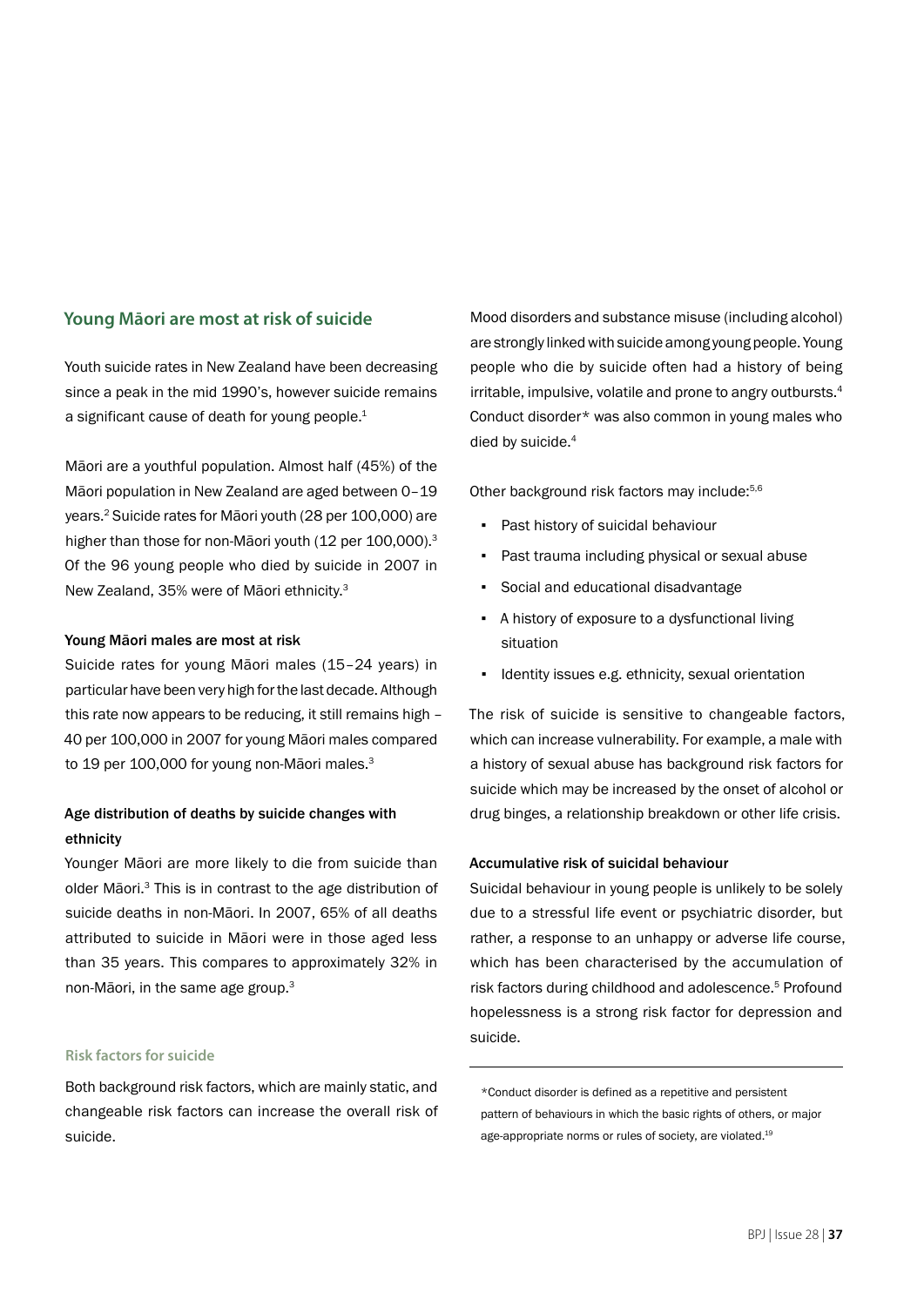## Young Māori are most at risk of suicide

Youth suicide rates in New Zealand have been decreasing since a peak in the mid 1990's, however suicide remains a significant cause of death for young people.[1]

Māori are a youthful population. Almost half (45%) of the Māori population in New Zealand are aged between 0–19 years.[2] Suicide rates for Māori youth (28 per 100,000) are higher than those for non-Māori youth (12 per 100,000).[3] Of the 96 young people who died by suicide in 2007 in New Zealand, 35% were of Māori ethnicity.[3]

#### Young Māori males are most at risk

Suicide rates for young Māori males (15–24 years) in particular have been very high for the last decade. Although this rate now appears to be reducing, it still remains high – 40 per 100,000 in 2007 for young Māori males compared to 19 per 100,000 for young non-Māori males.[3]

#### Age distribution of deaths by suicide changes with ethnicity

Younger Māori are more likely to die from suicide than older Māori.[3] This is in contrast to the age distribution of suicide deaths in non-Māori. In 2007, 65% of all deaths attributed to suicide in Māori were in those aged less than 35 years. This compares to approximately 32% in non-Māori, in the same age group.[3]

### Risk factors for suicide

Both background risk factors, which are mainly static, and changeable risk factors can increase the overall risk of suicide.

Mood disorders and substance misuse (including alcohol) are strongly linked with suicide among young people. Young people who die by suicide often had a history of being irritable, impulsive, volatile and prone to angry outbursts.[4] Conduct disorder* was also common in young males who died by suicide.[4]

Other background risk factors may include:[5,6]

- Past history of suicidal behaviour
- Past trauma including physical or sexual abuse
- Social and educational disadvantage
- A history of exposure to a dysfunctional living situation
- Identity issues e.g. ethnicity, sexual orientation

The risk of suicide is sensitive to changeable factors, which can increase vulnerability. For example, a male with a history of sexual abuse has background risk factors for suicide which may be increased by the onset of alcohol or drug binges, a relationship breakdown or other life crisis.

#### Accumulative risk of suicidal behaviour

Suicidal behaviour in young people is unlikely to be solely due to a stressful life event or psychiatric disorder, but rather, a response to an unhappy or adverse life course, which has been characterised by the accumulation of risk factors during childhood and adolescence.[5] Profound hopelessness is a strong risk factor for depression and suicide.

---

*Conduct disorder is defined as a repetitive and persistent pattern of behaviours in which the basic rights of others, or major age-appropriate norms or rules of society, are violated.[19]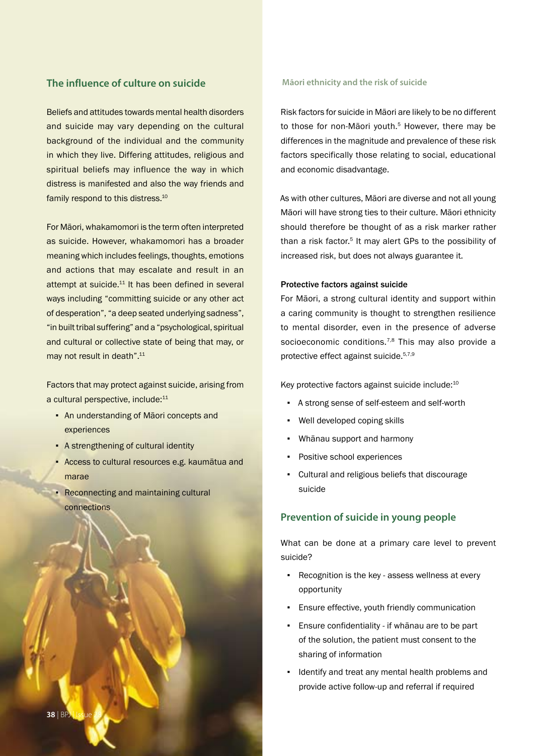## The influence of culture on suicide

Beliefs and attitudes towards mental health disorders and suicide may vary depending on the cultural background of the individual and the community in which they live. Differing attitudes, religious and spiritual beliefs may influence the way in which distress is manifested and also the way friends and family respond to this distress.[10]

For Māori, whakamomori is the term often interpreted as suicide. However, whakamomori has a broader meaning which includes feelings, thoughts, emotions and actions that may escalate and result in an attempt at suicide.[11] It has been defined in several ways including "committing suicide or any other act of desperation", "a deep seated underlying sadness", "in built tribal suffering" and a "psychological, spiritual and cultural or collective state of being that may, or may not result in death".[11]

Factors that may protect against suicide, arising from a cultural perspective, include:[11]

- An understanding of Māori concepts and experiences
- A strengthening of cultural identity
- Access to cultural resources e.g. kaumātua and marae
- Reconnecting and maintaining cultural connections

### Māori ethnicity and the risk of suicide

Risk factors for suicide in Māori are likely to be no different to those for non-Māori youth.[5] However, there may be differences in the magnitude and prevalence of these risk factors specifically those relating to social, educational and economic disadvantage.

As with other cultures, Māori are diverse and not all young Māori will have strong ties to their culture. Māori ethnicity should therefore be thought of as a risk marker rather than a risk factor.[5] It may alert GPs to the possibility of increased risk, but does not always guarantee it.

#### Protective factors against suicide

For Māori, a strong cultural identity and support within a caring community is thought to strengthen resilience to mental disorder, even in the presence of adverse socioeconomic conditions.[7,8] This may also provide a protective effect against suicide.[5,7,9]

Key protective factors against suicide include:[10]

- A strong sense of self-esteem and self-worth
- Well developed coping skills
- Whānau support and harmony
- Positive school experiences
- Cultural and religious beliefs that discourage suicide

## Prevention of suicide in young people

What can be done at a primary care level to prevent suicide?

- Recognition is the key - assess wellness at every opportunity
- Ensure effective, youth friendly communication
- Ensure confidentiality - if whānau are to be part of the solution, the patient must consent to the sharing of information
- Identify and treat any mental health problems and provide active follow-up and referral if required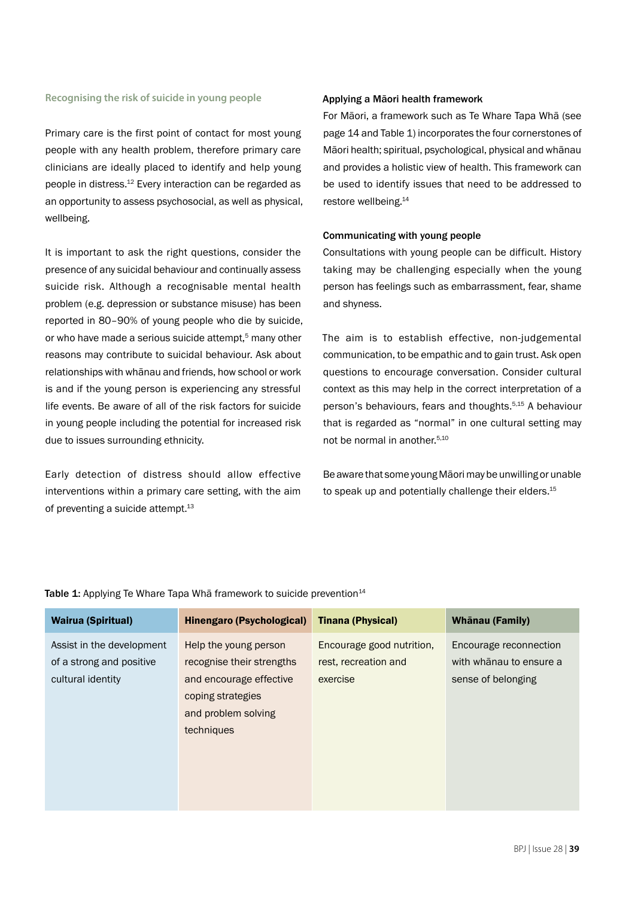## Recognising the risk of suicide in young people

Primary care is the first point of contact for most young people with any health problem, therefore primary care clinicians are ideally placed to identify and help young people in distress.[12] Every interaction can be regarded as an opportunity to assess psychosocial, as well as physical, wellbeing.

It is important to ask the right questions, consider the presence of any suicidal behaviour and continually assess suicide risk. Although a recognisable mental health problem (e.g. depression or substance misuse) has been reported in 80–90% of young people who die by suicide, or who have made a serious suicide attempt,[5] many other reasons may contribute to suicidal behaviour. Ask about relationships with whānau and friends, how school or work is and if the young person is experiencing any stressful life events. Be aware of all of the risk factors for suicide in young people including the potential for increased risk due to issues surrounding ethnicity.

Early detection of distress should allow effective interventions within a primary care setting, with the aim of preventing a suicide attempt.[13]

### Applying a Māori health framework

For Māori, a framework such as Te Whare Tapa Whā (see page 14 and Table 1) incorporates the four cornerstones of Māori health; spiritual, psychological, physical and whānau and provides a holistic view of health. This framework can be used to identify issues that need to be addressed to restore wellbeing.[14]

### Communicating with young people

Consultations with young people can be difficult. History taking may be challenging especially when the young person has feelings such as embarrassment, fear, shame and shyness.

The aim is to establish effective, non-judgemental communication, to be empathic and to gain trust. Ask open questions to encourage conversation. Consider cultural context as this may help in the correct interpretation of a person's behaviours, fears and thoughts.[5,15] A behaviour that is regarded as "normal" in one cultural setting may not be normal in another.[5,10]

Be aware that some young Māori may be unwilling or unable to speak up and potentially challenge their elders.[15]

**Table 1**: Applying Te Whare Tapa Whā framework to suicide prevention[14]

| Wairua (Spiritual) | Hinengaro (Psychological) | Tinana (Physical) | Whānau (Family) |
|---|---|---|---|
| Assist in the development of a strong and positive cultural identity | Help the young person recognise their strengths and encourage effective coping strategies and problem solving techniques | Encourage good nutrition, rest, recreation and exercise | Encourage reconnection with whānau to ensure a sense of belonging |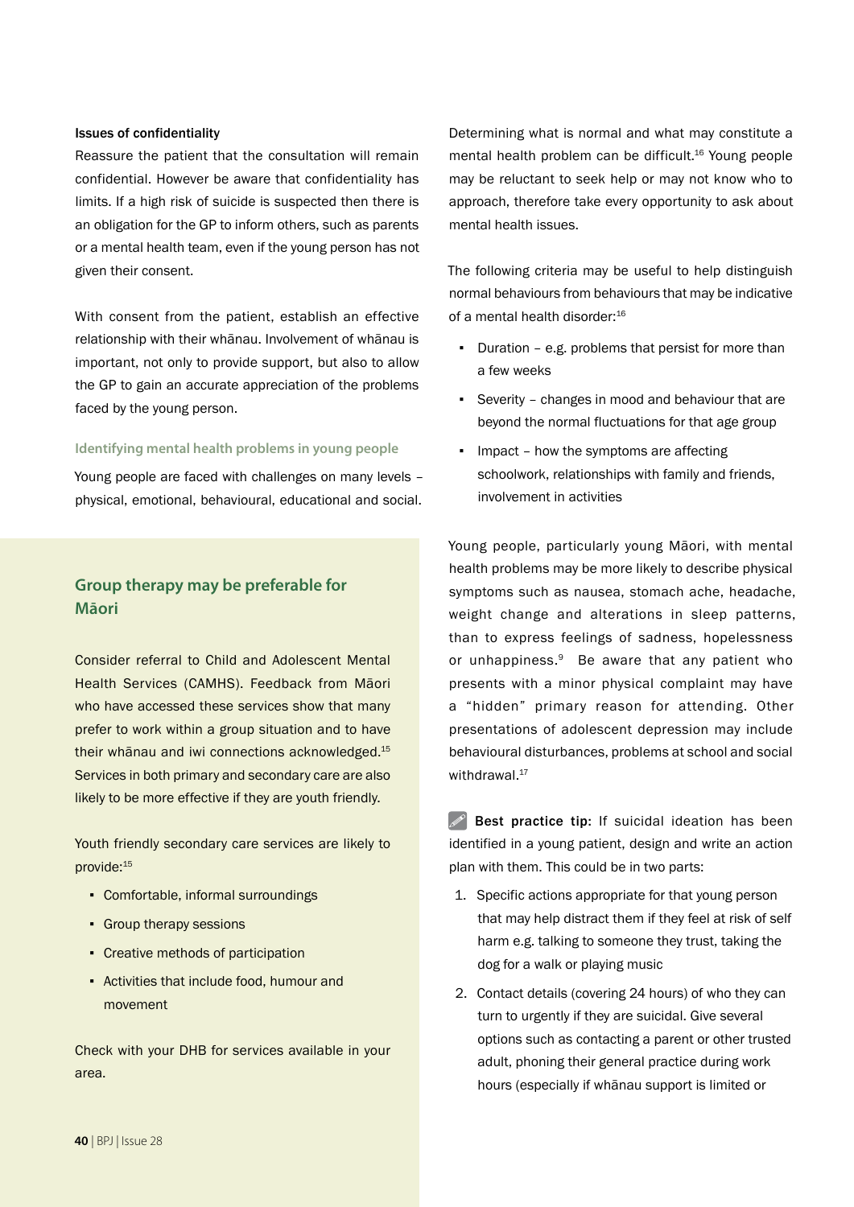**Issues of confidentiality**

Reassure the patient that the consultation will remain confidential. However be aware that confidentiality has limits. If a high risk of suicide is suspected then there is an obligation for the GP to inform others, such as parents or a mental health team, even if the young person has not given their consent.

With consent from the patient, establish an effective relationship with their whānau. Involvement of whānau is important, not only to provide support, but also to allow the GP to gain an accurate appreciation of the problems faced by the young person.

### Identifying mental health problems in young people

Young people are faced with challenges on many levels – physical, emotional, behavioural, educational and social. Determining what is normal and what may constitute a mental health problem can be difficult.[16] Young people may be reluctant to seek help or may not know who to approach, therefore take every opportunity to ask about mental health issues.

The following criteria may be useful to help distinguish normal behaviours from behaviours that may be indicative of a mental health disorder:[16]

- Duration – e.g. problems that persist for more than a few weeks
- Severity – changes in mood and behaviour that are beyond the normal fluctuations for that age group
- Impact – how the symptoms are affecting schoolwork, relationships with family and friends, involvement in activities

Young people, particularly young Māori, with mental health problems may be more likely to describe physical symptoms such as nausea, stomach ache, headache, weight change and alterations in sleep patterns, than to express feelings of sadness, hopelessness or unhappiness.[9] Be aware that any patient who presents with a minor physical complaint may have a "hidden" primary reason for attending. Other presentations of adolescent depression may include behavioural disturbances, problems at school and social withdrawal.[17]

**Best practice tip:** If suicidal ideation has been identified in a young patient, design and write an action plan with them. This could be in two parts:

1. Specific actions appropriate for that young person that may help distract them if they feel at risk of self harm e.g. talking to someone they trust, taking the dog for a walk or playing music
2. Contact details (covering 24 hours) of who they can turn to urgently if they are suicidal. Give several options such as contacting a parent or other trusted adult, phoning their general practice during work hours (especially if whānau support is limited or

## Group therapy may be preferable for Māori

Consider referral to Child and Adolescent Mental Health Services (CAMHS). Feedback from Māori who have accessed these services show that many prefer to work within a group situation and to have their whānau and iwi connections acknowledged.[15] Services in both primary and secondary care are also likely to be more effective if they are youth friendly.

Youth friendly secondary care services are likely to provide:[15]

- Comfortable, informal surroundings
- Group therapy sessions
- Creative methods of participation
- Activities that include food, humour and movement

Check with your DHB for services available in your area.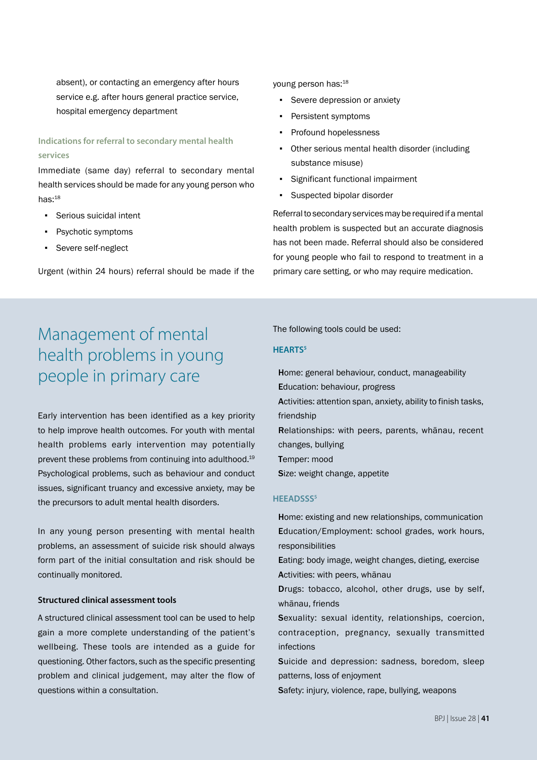absent), or contacting an emergency after hours service e.g. after hours general practice service, hospital emergency department

### Indications for referral to secondary mental health services

Immediate (same day) referral to secondary mental health services should be made for any young person who has:[18]

- Serious suicidal intent
- Psychotic symptoms
- Severe self-neglect

Urgent (within 24 hours) referral should be made if the young person has:[18]

- Severe depression or anxiety
- Persistent symptoms
- Profound hopelessness
- Other serious mental health disorder (including substance misuse)
- Significant functional impairment
- Suspected bipolar disorder

Referral to secondary services may be required if a mental health problem is suspected but an accurate diagnosis has not been made. Referral should also be considered for young people who fail to respond to treatment in a primary care setting, or who may require medication.

## Management of mental health problems in young people in primary care

Early intervention has been identified as a key priority to help improve health outcomes. For youth with mental health problems early intervention may potentially prevent these problems from continuing into adulthood.[19] Psychological problems, such as behaviour and conduct issues, significant truancy and excessive anxiety, may be the precursors to adult mental health disorders.

In any young person presenting with mental health problems, an assessment of suicide risk should always form part of the initial consultation and risk should be continually monitored.

### Structured clinical assessment tools

A structured clinical assessment tool can be used to help gain a more complete understanding of the patient's wellbeing. These tools are intended as a guide for questioning. Other factors, such as the specific presenting problem and clinical judgement, may alter the flow of questions within a consultation.

The following tools could be used:

**HEARTS**[5]

**H**ome: general behaviour, conduct, manageability
**E**ducation: behaviour, progress
**A**ctivities: attention span, anxiety, ability to finish tasks, friendship
**R**elationships: with peers, parents, whānau, recent changes, bullying
**T**emper: mood
**S**ize: weight change, appetite

**HEEADSSS**[5]

**H**ome: existing and new relationships, communication
**E**ducation/Employment: school grades, work hours, responsibilities
**E**ating: body image, weight changes, dieting, exercise
**A**ctivities: with peers, whānau
**D**rugs: tobacco, alcohol, other drugs, use by self, whānau, friends
**S**exuality: sexual identity, relationships, coercion, contraception, pregnancy, sexually transmitted infections
**S**uicide and depression: sadness, boredom, sleep patterns, loss of enjoyment
**S**afety: injury, violence, rape, bullying, weapons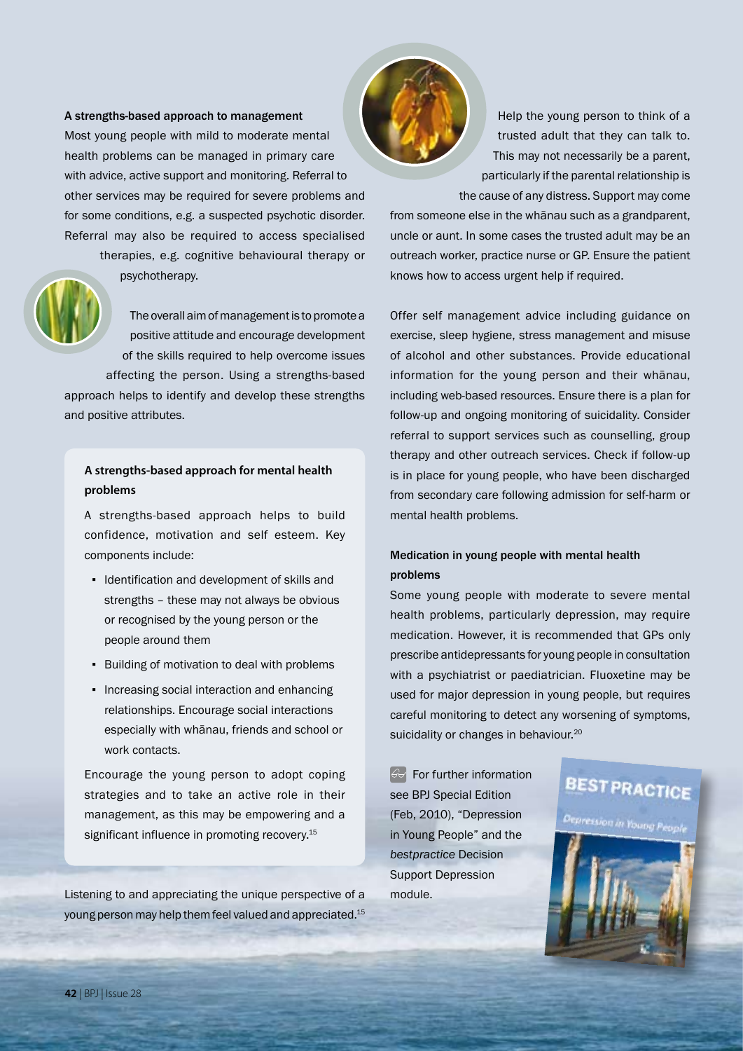### A strengths-based approach to management

Most young people with mild to moderate mental health problems can be managed in primary care with advice, active support and monitoring. Referral to other services may be required for severe problems and for some conditions, e.g. a suspected psychotic disorder. Referral may also be required to access specialised therapies, e.g. cognitive behavioural therapy or psychotherapy.

The overall aim of management is to promote a positive attitude and encourage development of the skills required to help overcome issues affecting the person. Using a strengths-based approach helps to identify and develop these strengths and positive attributes.

#### A strengths-based approach for mental health problems

A strengths-based approach helps to build confidence, motivation and self esteem. Key components include:

- Identification and development of skills and strengths – these may not always be obvious or recognised by the young person or the people around them
- Building of motivation to deal with problems
- Increasing social interaction and enhancing relationships. Encourage social interactions especially with whānau, friends and school or work contacts.

Encourage the young person to adopt coping strategies and to take an active role in their management, as this may be empowering and a significant influence in promoting recovery.[15]

Listening to and appreciating the unique perspective of a young person may help them feel valued and appreciated.[15]

Help the young person to think of a trusted adult that they can talk to. This may not necessarily be a parent, particularly if the parental relationship is the cause of any distress. Support may come from someone else in the whānau such as a grandparent, uncle or aunt. In some cases the trusted adult may be an outreach worker, practice nurse or GP. Ensure the patient knows how to access urgent help if required.

Offer self management advice including guidance on exercise, sleep hygiene, stress management and misuse of alcohol and other substances. Provide educational information for the young person and their whānau, including web-based resources. Ensure there is a plan for follow-up and ongoing monitoring of suicidality. Consider referral to support services such as counselling, group therapy and other outreach services. Check if follow-up is in place for young people, who have been discharged from secondary care following admission for self-harm or mental health problems.

### Medication in young people with mental health problems

Some young people with moderate to severe mental health problems, particularly depression, may require medication. However, it is recommended that GPs only prescribe antidepressants for young people in consultation with a psychiatrist or paediatrician. Fluoxetine may be used for major depression in young people, but requires careful monitoring to detect any worsening of symptoms, suicidality or changes in behaviour.[20]

For further information see BPJ Special Edition (Feb, 2010), "Depression in Young People" and the *bestpractice* Decision Support Depression module.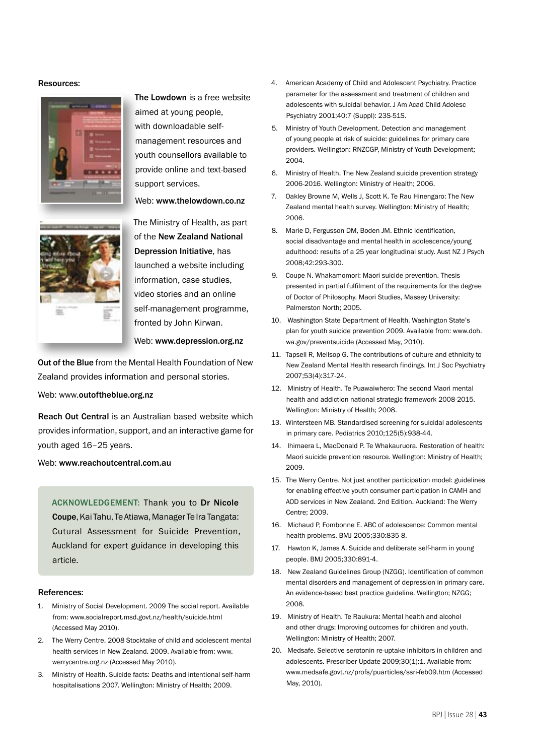**Resources:**

**The Lowdown** is a free website aimed at young people, with downloadable self-management resources and youth counsellors available to provide online and text-based support services.

Web: **www.thelowdown.co.nz**

The Ministry of Health, as part of the **New Zealand National Depression Initiative**, has launched a website including information, case studies, video stories and an online self-management programme, fronted by John Kirwan.

Web: **www.depression.org.nz**

**Out of the Blue** from the Mental Health Foundation of New Zealand provides information and personal stories.

Web: www.**outoftheblue.org.nz**

**Reach Out Central** is an Australian based website which provides information, support, and an interactive game for youth aged 16–25 years.

Web: **www.reachoutcentral.com.au**

ACKNOWLEDGEMENT: Thank you to **Dr Nicole Coupe**, Kai Tahu, Te Atiawa, Manager Te Ira Tangata: Cutural Assessment for Suicide Prevention, Auckland for expert guidance in developing this article.

**References:**

1. Ministry of Social Development. 2009 The social report. Available from: www.socialreport.msd.govt.nz/health/suicide.html (Accessed May 2010).
2. The Werry Centre. 2008 Stocktake of child and adolescent mental health services in New Zealand. 2009. Available from: www.werrycentre.org.nz (Accessed May 2010).
3. Ministry of Health. Suicide facts: Deaths and intentional self-harm hospitalisations 2007. Wellington: Ministry of Health; 2009.
4. American Academy of Child and Adolescent Psychiatry. Practice parameter for the assessment and treatment of children and adolescents with suicidal behavior. J Am Acad Child Adolesc Psychiatry 2001;40:7 (Suppl): 23S-51S.
5. Ministry of Youth Development. Detection and management of young people at risk of suicide: guidelines for primary care providers. Wellington: RNZCGP, Ministry of Youth Development; 2004.
6. Ministry of Health. The New Zealand suicide prevention strategy 2006-2016. Wellington: Ministry of Health; 2006.
7. Oakley Browne M, Wells J, Scott K. Te Rau Hinengaro: The New Zealand mental health survey. Wellington: Ministry of Health; 2006.
8. Marie D, Fergusson DM, Boden JM. Ethnic identification, social disadvantage and mental health in adolescence/young adulthood: results of a 25 year longitudinal study. Aust NZ J Psych 2008;42:293-300.
9. Coupe N. Whakamomori: Maori suicide prevention. Thesis presented in partial fulfilment of the requirements for the degree of Doctor of Philosophy. Maori Studies, Massey University: Palmerston North; 2005.
10. Washington State Department of Health. Washington State's plan for youth suicide prevention 2009. Available from: www.doh.wa.gov/preventsuicide (Accessed May, 2010).
11. Tapsell R, Mellsop G. The contributions of culture and ethnicity to New Zealand Mental Health research findings. Int J Soc Psychiatry 2007;53(4):317-24.
12. Ministry of Health. Te Puawaiwhero: The second Maori mental health and addiction national strategic framework 2008-2015. Wellington: Ministry of Health; 2008.
13. Wintersteen MB. Standardised screening for suicidal adolescents in primary care. Pediatrics 2010;125(5):938-44.
14. Ihimaera L, MacDonald P. Te Whakauruora. Restoration of health: Maori suicide prevention resource. Wellington: Ministry of Health; 2009.
15. The Werry Centre. Not just another participation model: guidelines for enabling effective youth consumer participation in CAMH and AOD services in New Zealand. 2nd Edition. Auckland: The Werry Centre; 2009.
16. Michaud P, Fombonne E. ABC of adolescence: Common mental health problems. BMJ 2005;330:835-8.
17. Hawton K, James A. Suicide and deliberate self-harm in young people. BMJ 2005;330:891-4.
18. New Zealand Guidelines Group (NZGG). Identification of common mental disorders and management of depression in primary care. An evidence-based best practice guideline. Wellington; NZGG; 2008.
19. Ministry of Health. Te Raukura: Mental health and alcohol and other drugs: Improving outcomes for children and youth. Wellington: Ministry of Health; 2007.
20. Medsafe. Selective serotonin re-uptake inhibitors in children and adolescents. Prescriber Update 2009;30(1):1. Available from: www.medsafe.govt.nz/profs/puarticles/ssri-feb09.htm (Accessed May, 2010).